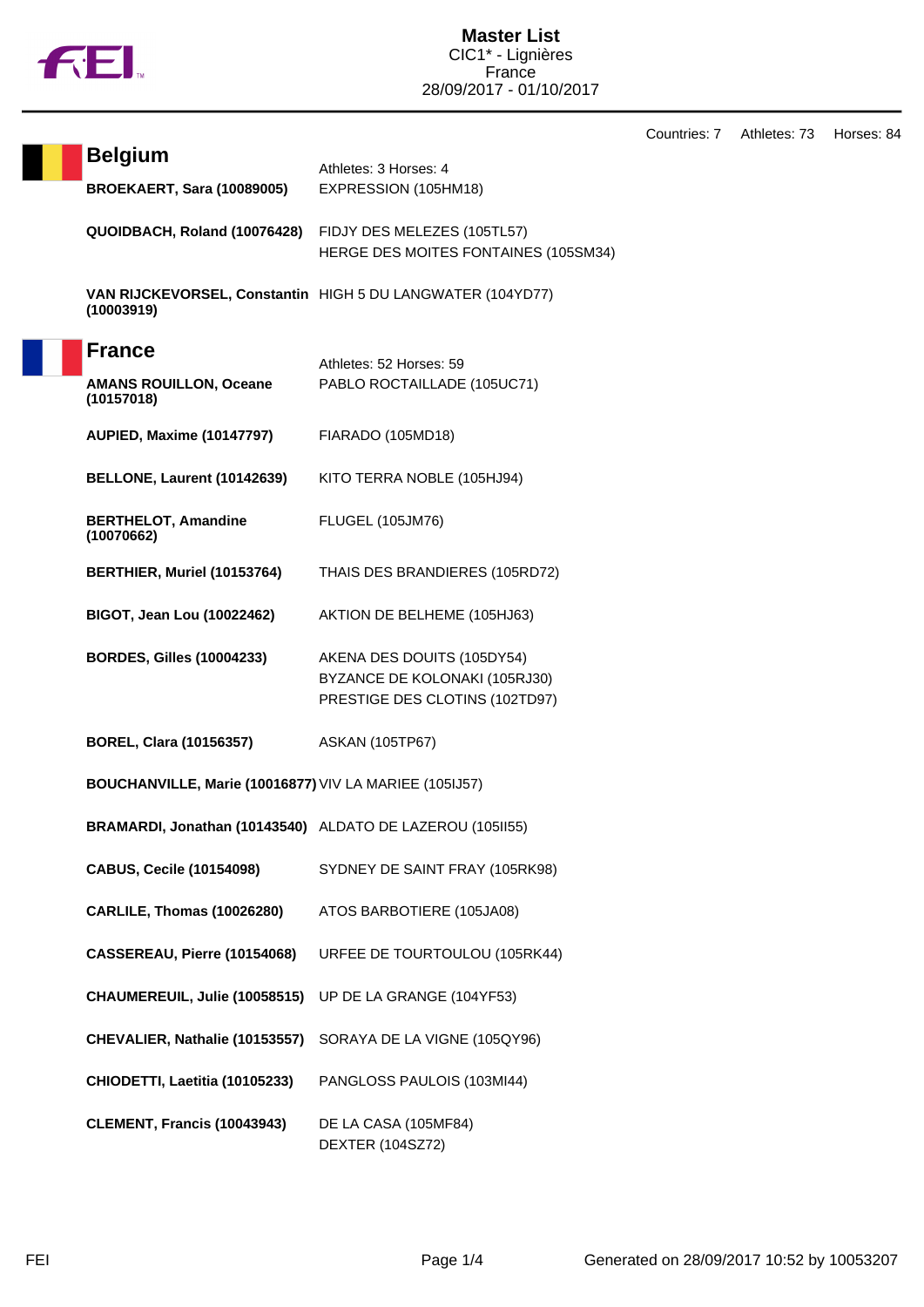# Master List

CIC1* - Lignières
France
28/09/2017 - 01/10/2017

Countries: 7 Athletes: 73 Horses: 84

## Belgium

Athletes: 3 Horses: 4

| Athlete | Horses |
|---|---|
| **BROEKAERT, Sara (10089005)** | EXPRESSION (105HM18) |
| **QUOIDBACH, Roland (10076428)** | FIDJY DES MELEZES (105TL57)<br>HERGE DES MOITES FONTAINES (105SM34) |
| **VAN RIJCKEVORSEL, Constantin (10003919)** | HIGH 5 DU LANGWATER (104YD77) |

## France

Athletes: 52 Horses: 59

| Athlete | Horses |
|---|---|
| **AMANS ROUILLON, Oceane (10157018)** | PABLO ROCTAILLADE (105UC71) |
| **AUPIED, Maxime (10147797)** | FIARADO (105MD18) |
| **BELLONE, Laurent (10142639)** | KITO TERRA NOBLE (105HJ94) |
| **BERTHELOT, Amandine (10070662)** | FLUGEL (105JM76) |
| **BERTHIER, Muriel (10153764)** | THAIS DES BRANDIERES (105RD72) |
| **BIGOT, Jean Lou (10022462)** | AKTION DE BELHEME (105HJ63) |
| **BORDES, Gilles (10004233)** | AKENA DES DOUITS (105DY54)<br>BYZANCE DE KOLONAKI (105RJ30)<br>PRESTIGE DES CLOTINS (102TD97) |
| **BOREL, Clara (10156357)** | ASKAN (105TP67) |
| **BOUCHANVILLE, Marie (10016877)** | VIV LA MARIEE (105IJ57) |
| **BRAMARDI, Jonathan (10143540)** | ALDATO DE LAZEROU (105II55) |
| **CABUS, Cecile (10154098)** | SYDNEY DE SAINT FRAY (105RK98) |
| **CARLILE, Thomas (10026280)** | ATOS BARBOTIERE (105JA08) |
| **CASSEREAU, Pierre (10154068)** | URFEE DE TOURTOULOU (105RK44) |
| **CHAUMEREUIL, Julie (10058515)** | UP DE LA GRANGE (104YF53) |
| **CHEVALIER, Nathalie (10153557)** | SORAYA DE LA VIGNE (105QY96) |
| **CHIODETTI, Laetitia (10105233)** | PANGLOSS PAULOIS (103MI44) |
| **CLEMENT, Francis (10043943)** | DE LA CASA (105MF84)<br>DEXTER (104SZ72) |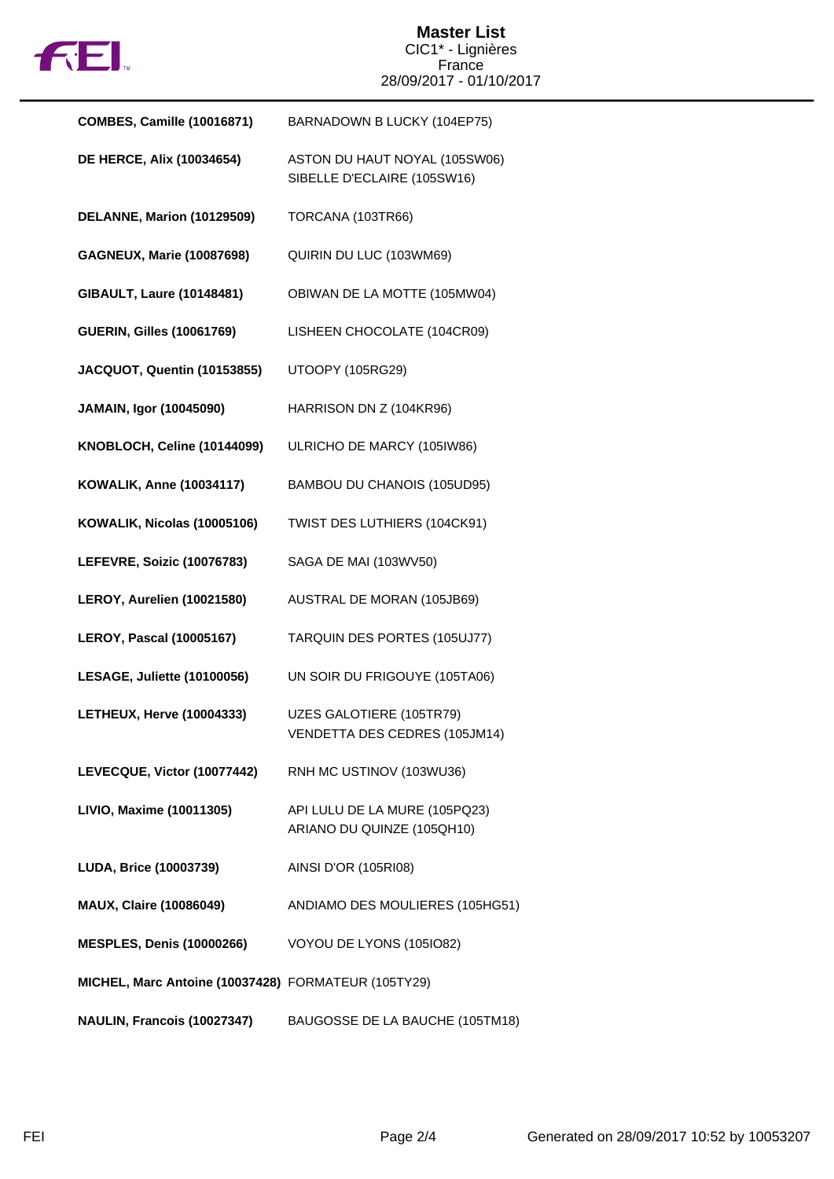| | |
|---|---|
| **COMBES, Camille (10016871)** | BARNADOWN B LUCKY (104EP75) |
| **DE HERCE, Alix (10034654)** | ASTON DU HAUT NOYAL (105SW06)<br>SIBELLE D'ECLAIRE (105SW16) |
| **DELANNE, Marion (10129509)** | TORCANA (103TR66) |
| **GAGNEUX, Marie (10087698)** | QUIRIN DU LUC (103WM69) |
| **GIBAULT, Laure (10148481)** | OBIWAN DE LA MOTTE (105MW04) |
| **GUERIN, Gilles (10061769)** | LISHEEN CHOCOLATE (104CR09) |
| **JACQUOT, Quentin (10153855)** | UTOOPY (105RG29) |
| **JAMAIN, Igor (10045090)** | HARRISON DN Z (104KR96) |
| **KNOBLOCH, Celine (10144099)** | ULRICHO DE MARCY (105IW86) |
| **KOWALIK, Anne (10034117)** | BAMBOU DU CHANOIS (105UD95) |
| **KOWALIK, Nicolas (10005106)** | TWIST DES LUTHIERS (104CK91) |
| **LEFEVRE, Soizic (10076783)** | SAGA DE MAI (103WV50) |
| **LEROY, Aurelien (10021580)** | AUSTRAL DE MORAN (105JB69) |
| **LEROY, Pascal (10005167)** | TARQUIN DES PORTES (105UJ77) |
| **LESAGE, Juliette (10100056)** | UN SOIR DU FRIGOUYE (105TA06) |
| **LETHEUX, Herve (10004333)** | UZES GALOTIERE (105TR79)<br>VENDETTA DES CEDRES (105JM14) |
| **LEVECQUE, Victor (10077442)** | RNH MC USTINOV (103WU36) |
| **LIVIO, Maxime (10011305)** | API LULU DE LA MURE (105PQ23)<br>ARIANO DU QUINZE (105QH10) |
| **LUDA, Brice (10003739)** | AINSI D'OR (105RI08) |
| **MAUX, Claire (10086049)** | ANDIAMO DES MOULIERES (105HG51) |
| **MESPLES, Denis (10000266)** | VOYOU DE LYONS (105IO82) |
| **MICHEL, Marc Antoine (10037428)** | FORMATEUR (105TY29) |
| **NAULIN, Francois (10027347)** | BAUGOSSE DE LA BAUCHE (105TM18) |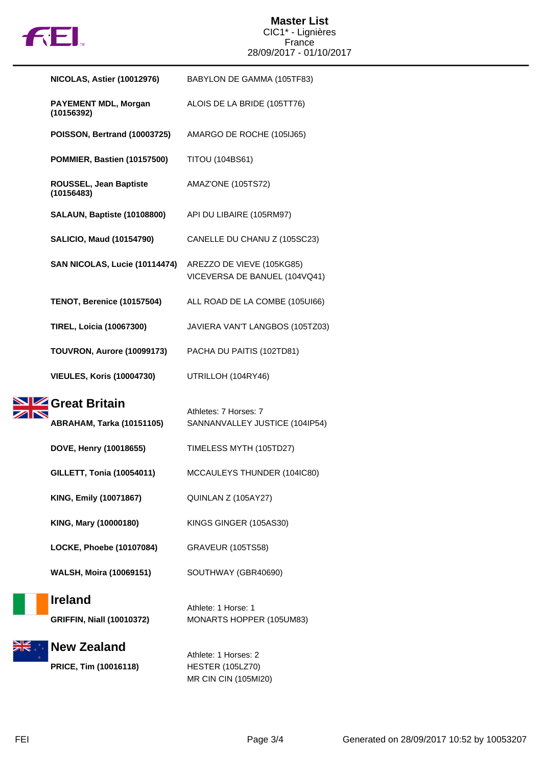# Master List
CIC1* - Lignières
France
28/09/2017 - 01/10/2017

| | |
|---|---|
| **NICOLAS, Astier (10012976)** | BABYLON DE GAMMA (105TF83) |
| **PAYEMENT MDL, Morgan (10156392)** | ALOIS DE LA BRIDE (105TT76) |
| **POISSON, Bertrand (10003725)** | AMARGO DE ROCHE (105IJ65) |
| **POMMIER, Bastien (10157500)** | TITOU (104BS61) |
| **ROUSSEL, Jean Baptiste (10156483)** | AMAZ'ONE (105TS72) |
| **SALAUN, Baptiste (10108800)** | API DU LIBAIRE (105RM97) |
| **SALICIO, Maud (10154790)** | CANELLE DU CHANU Z (105SC23) |
| **SAN NICOLAS, Lucie (10114474)** | AREZZO DE VIEVE (105KG85)<br>VICEVERSA DE BANUEL (104VQ41) |
| **TENOT, Berenice (10157504)** | ALL ROAD DE LA COMBE (105UI66) |
| **TIREL, Loicia (10067300)** | JAVIERA VAN'T LANGBOS (105TZ03) |
| **TOUVRON, Aurore (10099173)** | PACHA DU PAITIS (102TD81) |
| **VIEULES, Koris (10004730)** | UTRILLOH (104RY46) |

## Great Britain

Athletes: 7 Horses: 7

| | |
|---|---|
| **ABRAHAM, Tarka (10151105)** | SANNANVALLEY JUSTICE (104IP54) |
| **DOVE, Henry (10018655)** | TIMELESS MYTH (105TD27) |
| **GILLETT, Tonia (10054011)** | MCCAULEYS THUNDER (104IC80) |
| **KING, Emily (10071867)** | QUINLAN Z (105AY27) |
| **KING, Mary (10000180)** | KINGS GINGER (105AS30) |
| **LOCKE, Phoebe (10107084)** | GRAVEUR (105TS58) |
| **WALSH, Moira (10069151)** | SOUTHWAY (GBR40690) |

## Ireland

Athlete: 1 Horse: 1

| | |
|---|---|
| **GRIFFIN, Niall (10010372)** | MONARTS HOPPER (105UM83) |

## New Zealand

Athlete: 1 Horses: 2

| | |
|---|---|
| **PRICE, Tim (10016118)** | HESTER (105LZ70)<br>MR CIN CIN (105MI20) |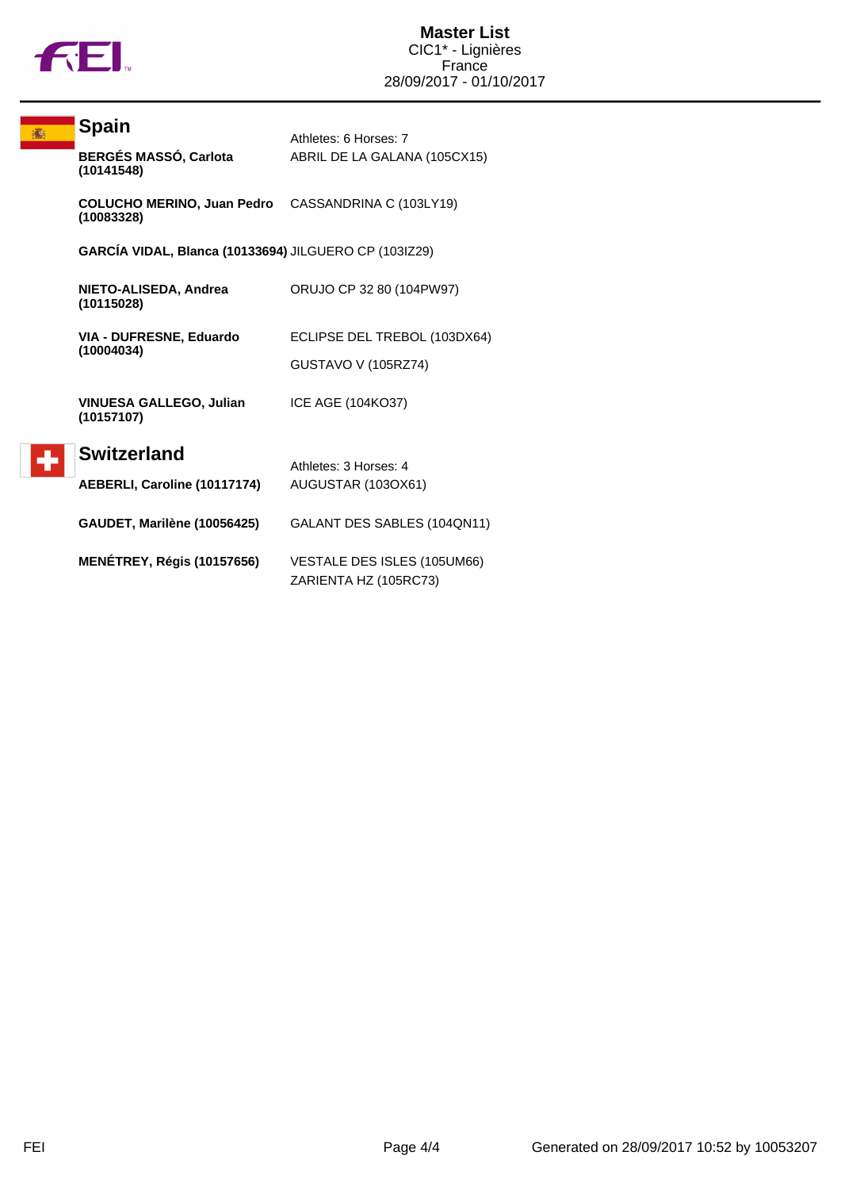# Master List

CIC1* - Lignières
France
28/09/2017 - 01/10/2017

## Spain

Athletes: 6 Horses: 7

| | |
|---|---|
| **BERGÉS MASSÓ, Carlota (10141548)** | ABRIL DE LA GALANA (105CX15) |
| **COLUCHO MERINO, Juan Pedro (10083328)** | CASSANDRINA C (103LY19) |
| **GARCÍA VIDAL, Blanca (10133694)** | JILGUERO CP (103IZ29) |
| **NIETO-ALISEDA, Andrea (10115028)** | ORUJO CP 32 80 (104PW97) |
| **VIA - DUFRESNE, Eduardo (10004034)** | ECLIPSE DEL TREBOL (103DX64)<br>GUSTAVO V (105RZ74) |
| **VINUESA GALLEGO, Julian (10157107)** | ICE AGE (104KO37) |

## Switzerland

Athletes: 3 Horses: 4

| | |
|---|---|
| **AEBERLI, Caroline (10117174)** | AUGUSTAR (103OX61) |
| **GAUDET, Marilène (10056425)** | GALANT DES SABLES (104QN11) |
| **MENÉTREY, Régis (10157656)** | VESTALE DES ISLES (105UM66)<br>ZARIENTA HZ (105RC73) |